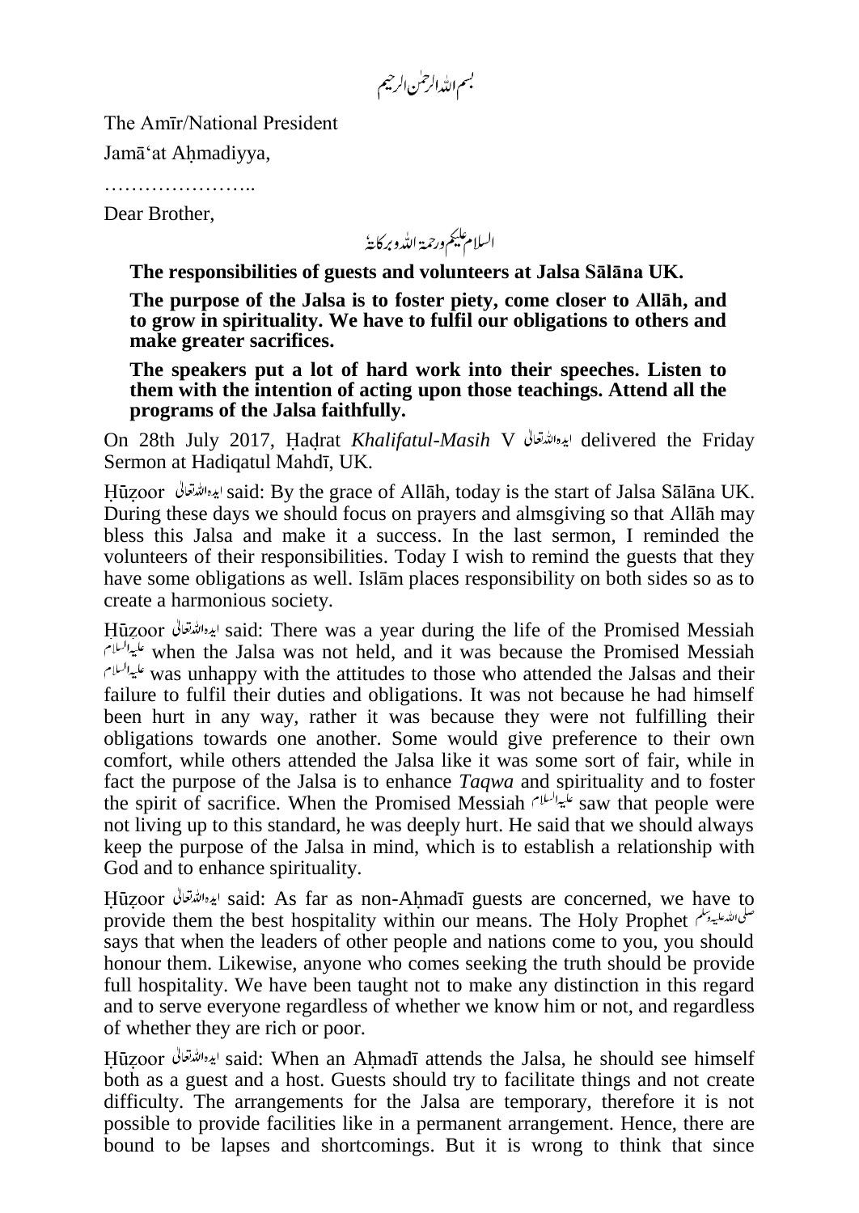بسم اللہ الرحمٰن الرحیم

The Amīr/National President

Jamā'at Aḥmadiyya,

…………………..

Dear Brother,

السلام علیکم ورحمۃ اللہ وبرکاتہٗ

**The responsibilities of guests and volunteers at Jalsa Sālāna UK.**

**The purpose of the Jalsa is to foster piety, come closer to Allāh, and to grow in spirituality. We have to fulfil our obligations to others and make greater sacrifices.**

**The speakers put a lot of hard work into their speeches. Listen to them with the intention of acting upon those teachings. Attend all the programs of the Jalsa faithfully.**

On 28th July 2017, Ḥaḍrat *Khalifatul-Masih* V ایدہ اللہ تعالیٰ delivered the Friday Sermon at Hadiqatul Mahdī, UK.

Ḥūẓoor ایدہ اللہ تعالیٰ said: By the grace of Allāh, today is the start of Jalsa Sālāna UK. During these days we should focus on prayers and almsgiving so that Allāh may bless this Jalsa and make it a success. In the last sermon, I reminded the volunteers of their responsibilities. Today I wish to remind the guests that they have some obligations as well. Islām places responsibility on both sides so as to create a harmonious society.

Ḥūẓoor ایدہ اللہ تعالیٰ said: There was a year during the life of the Promised Messiah علیہ السلام when the Jalsa was not held, and it was because the Promised Messiah علیہ السلام was unhappy with the attitudes to those who attended the Jalsas and their failure to fulfil their duties and obligations. It was not because he had himself been hurt in any way, rather it was because they were not fulfilling their obligations towards one another. Some would give preference to their own comfort, while others attended the Jalsa like it was some sort of fair, while in fact the purpose of the Jalsa is to enhance *Taqwa* and spirituality and to foster the spirit of sacrifice. When the Promised Messiah علیہ السلام saw that people were not living up to this standard, he was deeply hurt. He said that we should always keep the purpose of the Jalsa in mind, which is to establish a relationship with God and to enhance spirituality.

Ḥūẓoor ایدہ اللہ تعالیٰ said: As far as non-Aḥmadī guests are concerned, we have to provide them the best hospitality within our means. The Holy Prophet صلی اللہ علیہ وسلم says that when the leaders of other people and nations come to you, you should honour them. Likewise, anyone who comes seeking the truth should be provide full hospitality. We have been taught not to make any distinction in this regard and to serve everyone regardless of whether we know him or not, and regardless of whether they are rich or poor.

Ḥūẓoor ایدہ اللہ تعالیٰ said: When an Aḥmadī attends the Jalsa, he should see himself both as a guest and a host. Guests should try to facilitate things and not create difficulty. The arrangements for the Jalsa are temporary, therefore it is not possible to provide facilities like in a permanent arrangement. Hence, there are bound to be lapses and shortcomings. But it is wrong to think that since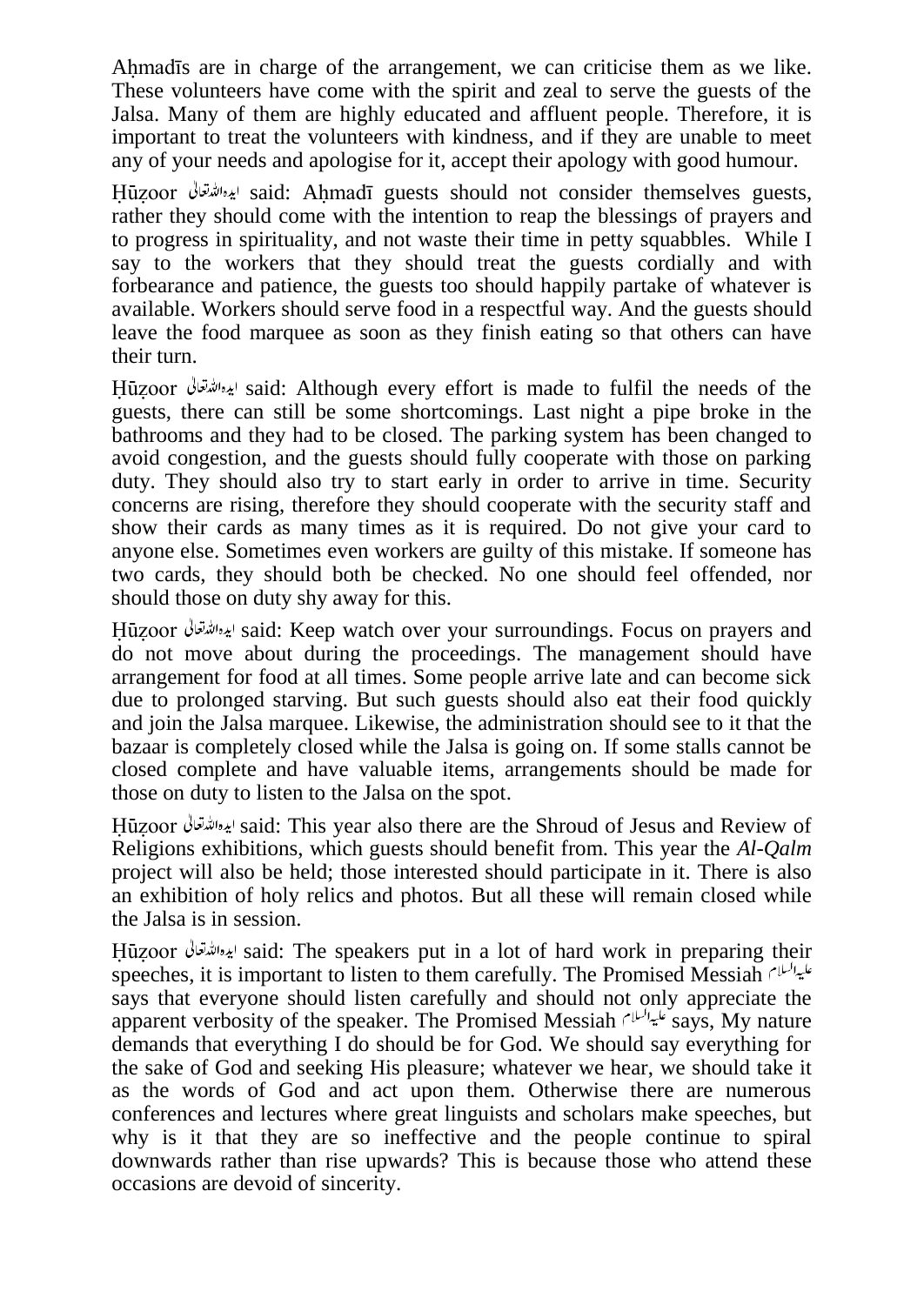Aḥmadīs are in charge of the arrangement, we can criticise them as we like. These volunteers have come with the spirit and zeal to serve the guests of the Jalsa. Many of them are highly educated and affluent people. Therefore, it is important to treat the volunteers with kindness, and if they are unable to meet any of your needs and apologise for it, accept their apology with good humour.

Ḥūẓoor ایدہاللہتعالیٰ said: Aḥmadī guests should not consider themselves guests, rather they should come with the intention to reap the blessings of prayers and to progress in spirituality, and not waste their time in petty squabbles. While I say to the workers that they should treat the guests cordially and with forbearance and patience, the guests too should happily partake of whatever is available. Workers should serve food in a respectful way. And the guests should leave the food marquee as soon as they finish eating so that others can have their turn.

Ḥūẓoor ایدہاللہتعالیٰ said: Although every effort is made to fulfil the needs of the guests, there can still be some shortcomings. Last night a pipe broke in the bathrooms and they had to be closed. The parking system has been changed to avoid congestion, and the guests should fully cooperate with those on parking duty. They should also try to start early in order to arrive in time. Security concerns are rising, therefore they should cooperate with the security staff and show their cards as many times as it is required. Do not give your card to anyone else. Sometimes even workers are guilty of this mistake. If someone has two cards, they should both be checked. No one should feel offended, nor should those on duty shy away for this.

Ḥūẓoor ایدہاللہتعالیٰ said: Keep watch over your surroundings. Focus on prayers and do not move about during the proceedings. The management should have arrangement for food at all times. Some people arrive late and can become sick due to prolonged starving. But such guests should also eat their food quickly and join the Jalsa marquee. Likewise, the administration should see to it that the bazaar is completely closed while the Jalsa is going on. If some stalls cannot be closed complete and have valuable items, arrangements should be made for those on duty to listen to the Jalsa on the spot.

Ḥūẓoor ایدہاللہتعالیٰ said: This year also there are the Shroud of Jesus and Review of Religions exhibitions, which guests should benefit from. This year the *Al-Qalm* project will also be held; those interested should participate in it. There is also an exhibition of holy relics and photos. But all these will remain closed while the Jalsa is in session.

Ḥūẓoor ایدہاللہتعالیٰ said: The speakers put in a lot of hard work in preparing their speeches, it is important to listen to them carefully. The Promised Messiah علیہالسلام says that everyone should listen carefully and should not only appreciate the apparent verbosity of the speaker. The Promised Messiah علیہالسلام says, My nature demands that everything I do should be for God. We should say everything for the sake of God and seeking His pleasure; whatever we hear, we should take it as the words of God and act upon them. Otherwise there are numerous conferences and lectures where great linguists and scholars make speeches, but why is it that they are so ineffective and the people continue to spiral downwards rather than rise upwards? This is because those who attend these occasions are devoid of sincerity.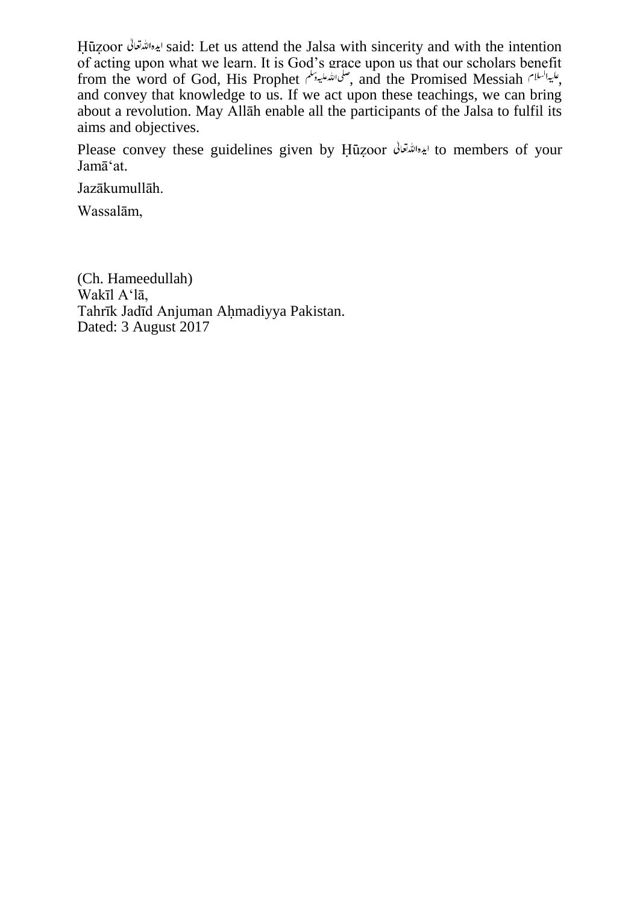Ḥūẓoor ایدہ اللہ تعالیٰ said: Let us attend the Jalsa with sincerity and with the intention of acting upon what we learn. It is God's grace upon us that our scholars benefit from the word of God, His Prophet صلی اللہ علیہ وسلم, and the Promised Messiah علیہ السلام, and convey that knowledge to us. If we act upon these teachings, we can bring about a revolution. May Allāh enable all the participants of the Jalsa to fulfil its aims and objectives.

Please convey these guidelines given by Ḥūẓoor ایدہ اللہ تعالیٰ to members of your Jamā'at.

Jazākumullāh.

Wassalām,

(Ch. Hameedullah)  
Wakīl A'lā,  
Tahrīk Jadīd Anjuman Aḥmadiyya Pakistan.  
Dated: 3 August 2017